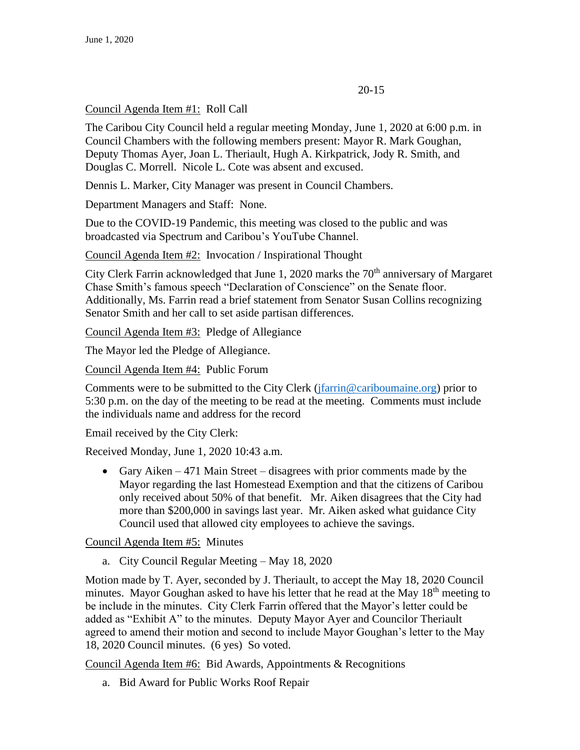20-15

Council Agenda Item #1: Roll Call

The Caribou City Council held a regular meeting Monday, June 1, 2020 at 6:00 p.m. in Council Chambers with the following members present: Mayor R. Mark Goughan, Deputy Thomas Ayer, Joan L. Theriault, Hugh A. Kirkpatrick, Jody R. Smith, and Douglas C. Morrell. Nicole L. Cote was absent and excused.

Dennis L. Marker, City Manager was present in Council Chambers.

Department Managers and Staff: None.

Due to the COVID-19 Pandemic, this meeting was closed to the public and was broadcasted via Spectrum and Caribou's YouTube Channel.

Council Agenda Item #2: Invocation / Inspirational Thought

City Clerk Farrin acknowledged that June 1, 2020 marks the 70th anniversary of Margaret Chase Smith's famous speech "Declaration of Conscience" on the Senate floor. Additionally, Ms. Farrin read a brief statement from Senator Susan Collins recognizing Senator Smith and her call to set aside partisan differences.

Council Agenda Item #3: Pledge of Allegiance

The Mayor led the Pledge of Allegiance.

Council Agenda Item #4: Public Forum

Comments were to be submitted to the City Clerk (jfarrin@cariboumaine.org) prior to 5:30 p.m. on the day of the meeting to be read at the meeting. Comments must include the individuals name and address for the record

Email received by the City Clerk:

Received Monday, June 1, 2020 10:43 a.m.

- Gary Aiken – 471 Main Street – disagrees with prior comments made by the Mayor regarding the last Homestead Exemption and that the citizens of Caribou only received about 50% of that benefit. Mr. Aiken disagrees that the City had more than $200,000 in savings last year. Mr. Aiken asked what guidance City Council used that allowed city employees to achieve the savings.

Council Agenda Item #5: Minutes

a. City Council Regular Meeting – May 18, 2020

Motion made by T. Ayer, seconded by J. Theriault, to accept the May 18, 2020 Council minutes. Mayor Goughan asked to have his letter that he read at the May 18th meeting to be include in the minutes. City Clerk Farrin offered that the Mayor's letter could be added as "Exhibit A" to the minutes. Deputy Mayor Ayer and Councilor Theriault agreed to amend their motion and second to include Mayor Goughan's letter to the May 18, 2020 Council minutes. (6 yes) So voted.

Council Agenda Item #6: Bid Awards, Appointments & Recognitions

a. Bid Award for Public Works Roof Repair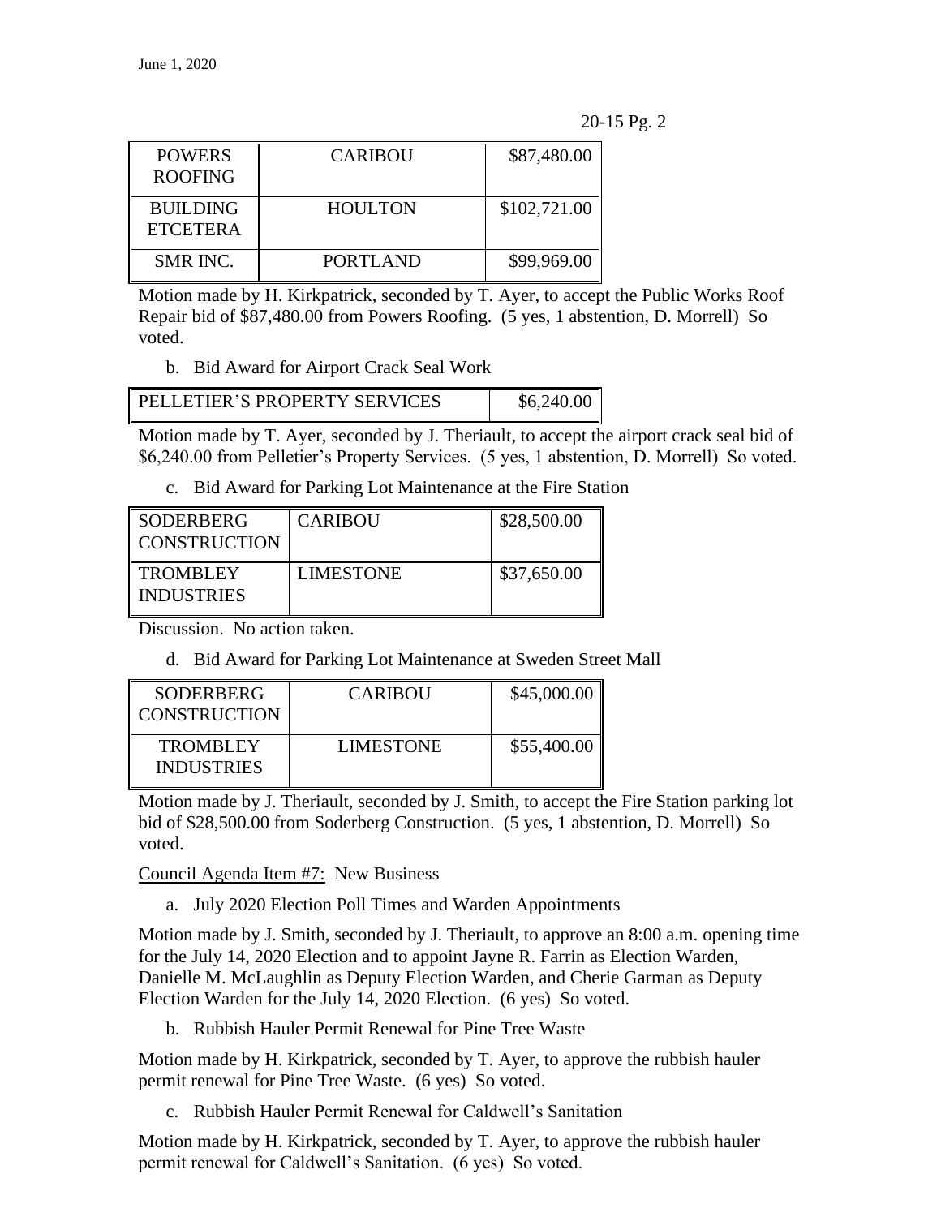20-15 Pg. 2

| POWERS ROOFING | CARIBOU | $87,480.00 |
|---|---|---|
| BUILDING ETCETERA | HOULTON | $102,721.00 |
| SMR INC. | PORTLAND | $99,969.00 |

Motion made by H. Kirkpatrick, seconded by T. Ayer, to accept the Public Works Roof Repair bid of $87,480.00 from Powers Roofing. (5 yes, 1 abstention, D. Morrell) So voted.

b. Bid Award for Airport Crack Seal Work

| PELLETIER'S PROPERTY SERVICES | $6,240.00 |
|---|---|

Motion made by T. Ayer, seconded by J. Theriault, to accept the airport crack seal bid of $6,240.00 from Pelletier's Property Services. (5 yes, 1 abstention, D. Morrell) So voted.

c. Bid Award for Parking Lot Maintenance at the Fire Station

| SODERBERG CONSTRUCTION | CARIBOU | $28,500.00 |
|---|---|---|
| TROMBLEY INDUSTRIES | LIMESTONE | $37,650.00 |

Discussion. No action taken.

d. Bid Award for Parking Lot Maintenance at Sweden Street Mall

| SODERBERG CONSTRUCTION | CARIBOU | $45,000.00 |
|---|---|---|
| TROMBLEY INDUSTRIES | LIMESTONE | $55,400.00 |

Motion made by J. Theriault, seconded by J. Smith, to accept the Fire Station parking lot bid of $28,500.00 from Soderberg Construction. (5 yes, 1 abstention, D. Morrell) So voted.

Council Agenda Item #7: New Business

a. July 2020 Election Poll Times and Warden Appointments

Motion made by J. Smith, seconded by J. Theriault, to approve an 8:00 a.m. opening time for the July 14, 2020 Election and to appoint Jayne R. Farrin as Election Warden, Danielle M. McLaughlin as Deputy Election Warden, and Cherie Garman as Deputy Election Warden for the July 14, 2020 Election. (6 yes) So voted.

b. Rubbish Hauler Permit Renewal for Pine Tree Waste

Motion made by H. Kirkpatrick, seconded by T. Ayer, to approve the rubbish hauler permit renewal for Pine Tree Waste. (6 yes) So voted.

c. Rubbish Hauler Permit Renewal for Caldwell's Sanitation

Motion made by H. Kirkpatrick, seconded by T. Ayer, to approve the rubbish hauler permit renewal for Caldwell's Sanitation. (6 yes) So voted.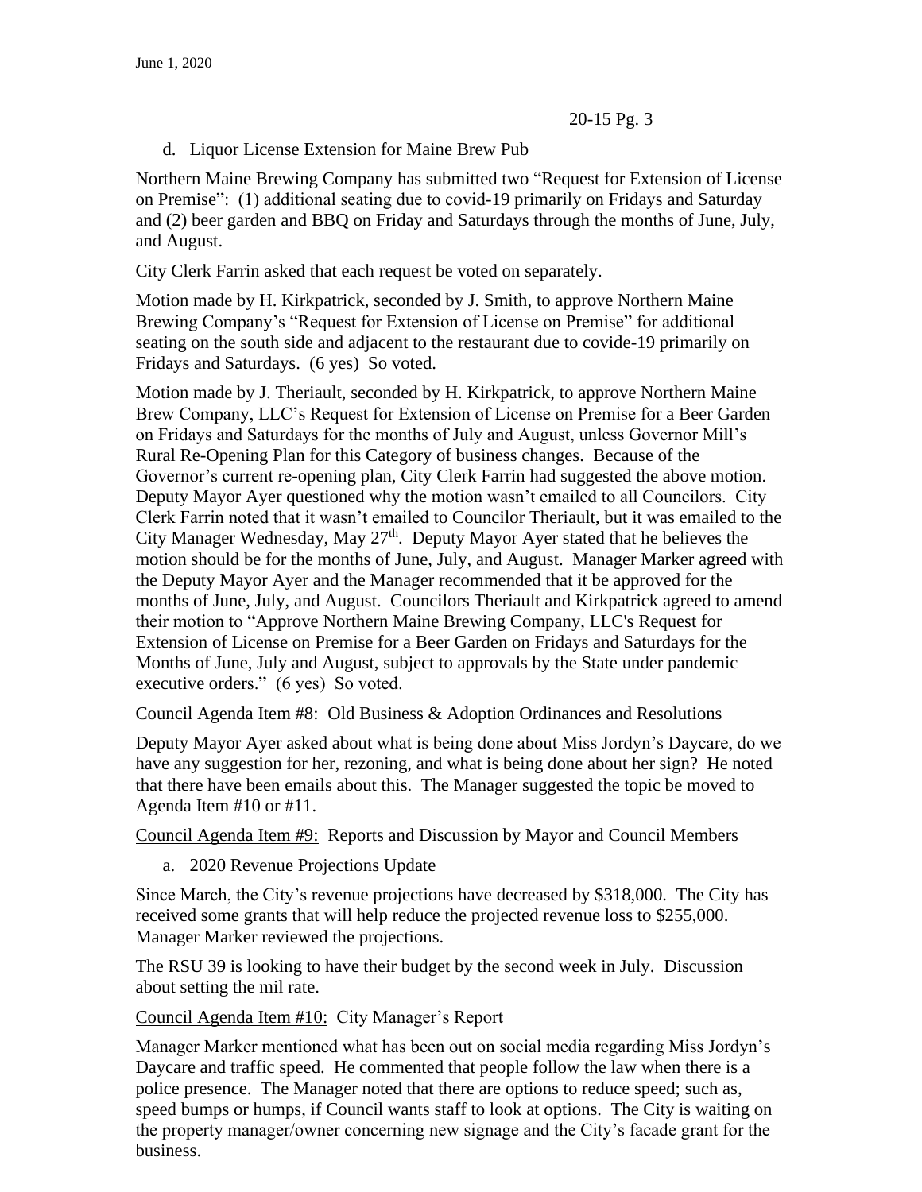d. Liquor License Extension for Maine Brew Pub

Northern Maine Brewing Company has submitted two "Request for Extension of License on Premise": (1) additional seating due to covid-19 primarily on Fridays and Saturday and (2) beer garden and BBQ on Friday and Saturdays through the months of June, July, and August.

City Clerk Farrin asked that each request be voted on separately.

Motion made by H. Kirkpatrick, seconded by J. Smith, to approve Northern Maine Brewing Company's "Request for Extension of License on Premise" for additional seating on the south side and adjacent to the restaurant due to covide-19 primarily on Fridays and Saturdays. (6 yes) So voted.

Motion made by J. Theriault, seconded by H. Kirkpatrick, to approve Northern Maine Brew Company, LLC's Request for Extension of License on Premise for a Beer Garden on Fridays and Saturdays for the months of July and August, unless Governor Mill's Rural Re-Opening Plan for this Category of business changes. Because of the Governor's current re-opening plan, City Clerk Farrin had suggested the above motion. Deputy Mayor Ayer questioned why the motion wasn't emailed to all Councilors. City Clerk Farrin noted that it wasn't emailed to Councilor Theriault, but it was emailed to the City Manager Wednesday, May 27th. Deputy Mayor Ayer stated that he believes the motion should be for the months of June, July, and August. Manager Marker agreed with the Deputy Mayor Ayer and the Manager recommended that it be approved for the months of June, July, and August. Councilors Theriault and Kirkpatrick agreed to amend their motion to "Approve Northern Maine Brewing Company, LLC's Request for Extension of License on Premise for a Beer Garden on Fridays and Saturdays for the Months of June, July and August, subject to approvals by the State under pandemic executive orders." (6 yes) So voted.

Council Agenda Item #8: Old Business & Adoption Ordinances and Resolutions

Deputy Mayor Ayer asked about what is being done about Miss Jordyn's Daycare, do we have any suggestion for her, rezoning, and what is being done about her sign? He noted that there have been emails about this. The Manager suggested the topic be moved to Agenda Item #10 or #11.

Council Agenda Item #9: Reports and Discussion by Mayor and Council Members

a. 2020 Revenue Projections Update

Since March, the City's revenue projections have decreased by $318,000. The City has received some grants that will help reduce the projected revenue loss to $255,000. Manager Marker reviewed the projections.

The RSU 39 is looking to have their budget by the second week in July. Discussion about setting the mil rate.

Council Agenda Item #10: City Manager's Report

Manager Marker mentioned what has been out on social media regarding Miss Jordyn's Daycare and traffic speed. He commented that people follow the law when there is a police presence. The Manager noted that there are options to reduce speed; such as, speed bumps or humps, if Council wants staff to look at options. The City is waiting on the property manager/owner concerning new signage and the City's facade grant for the business.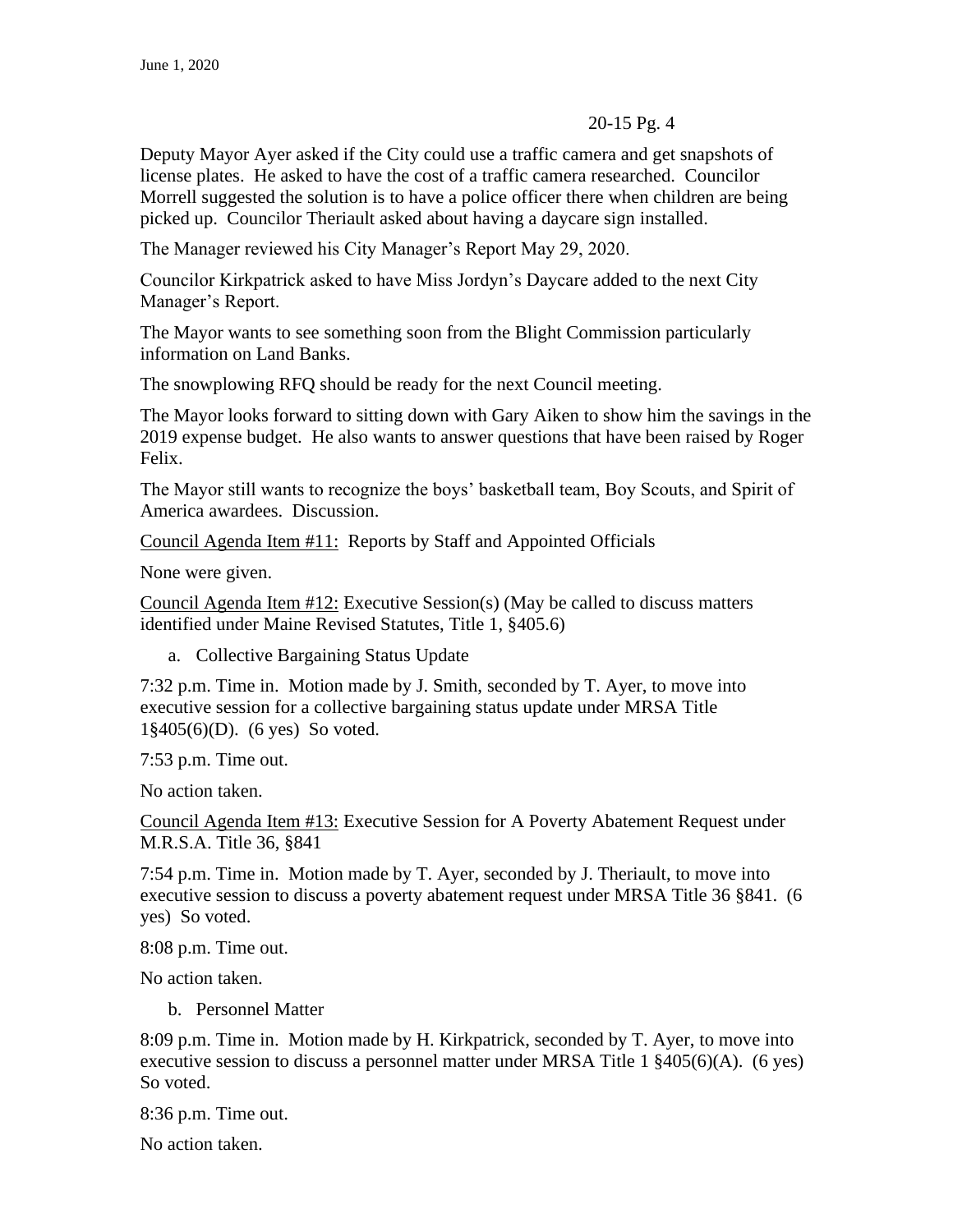Deputy Mayor Ayer asked if the City could use a traffic camera and get snapshots of license plates. He asked to have the cost of a traffic camera researched. Councilor Morrell suggested the solution is to have a police officer there when children are being picked up. Councilor Theriault asked about having a daycare sign installed.

The Manager reviewed his City Manager's Report May 29, 2020.

Councilor Kirkpatrick asked to have Miss Jordyn's Daycare added to the next City Manager's Report.

The Mayor wants to see something soon from the Blight Commission particularly information on Land Banks.

The snowplowing RFQ should be ready for the next Council meeting.

The Mayor looks forward to sitting down with Gary Aiken to show him the savings in the 2019 expense budget. He also wants to answer questions that have been raised by Roger Felix.

The Mayor still wants to recognize the boys' basketball team, Boy Scouts, and Spirit of America awardees. Discussion.

<u>Council Agenda Item #11:</u> Reports by Staff and Appointed Officials

None were given.

<u>Council Agenda Item #12:</u> Executive Session(s) (May be called to discuss matters identified under Maine Revised Statutes, Title 1, §405.6)

a. Collective Bargaining Status Update

7:32 p.m. Time in. Motion made by J. Smith, seconded by T. Ayer, to move into executive session for a collective bargaining status update under MRSA Title 1§405(6)(D). (6 yes) So voted.

7:53 p.m. Time out.

No action taken.

<u>Council Agenda Item #13:</u> Executive Session for A Poverty Abatement Request under M.R.S.A. Title 36, §841

7:54 p.m. Time in. Motion made by T. Ayer, seconded by J. Theriault, to move into executive session to discuss a poverty abatement request under MRSA Title 36 §841. (6 yes) So voted.

8:08 p.m. Time out.

No action taken.

b. Personnel Matter

8:09 p.m. Time in. Motion made by H. Kirkpatrick, seconded by T. Ayer, to move into executive session to discuss a personnel matter under MRSA Title 1 §405(6)(A). (6 yes) So voted.

8:36 p.m. Time out.

No action taken.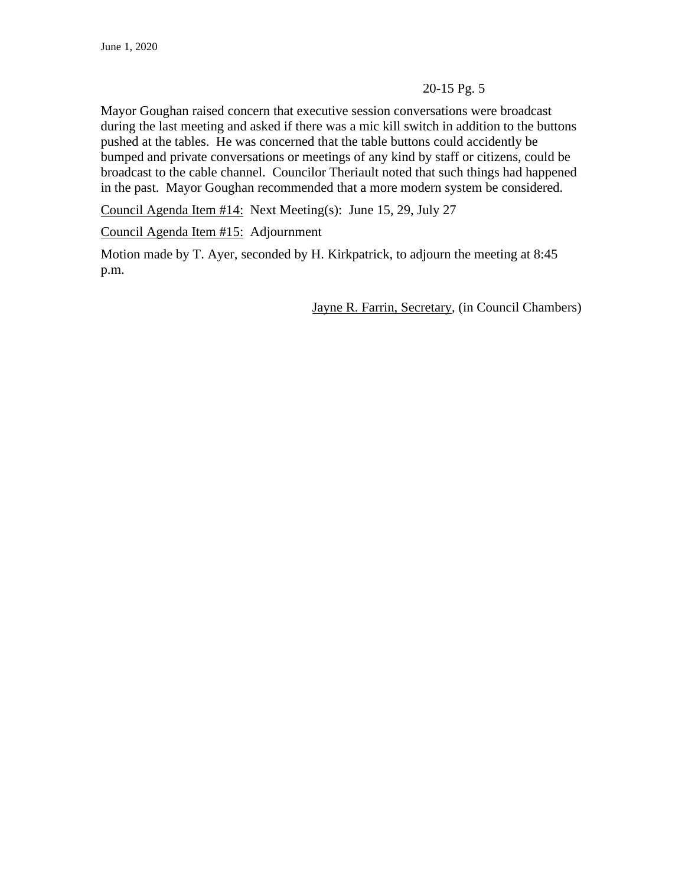Mayor Goughan raised concern that executive session conversations were broadcast during the last meeting and asked if there was a mic kill switch in addition to the buttons pushed at the tables. He was concerned that the table buttons could accidently be bumped and private conversations or meetings of any kind by staff or citizens, could be broadcast to the cable channel. Councilor Theriault noted that such things had happened in the past. Mayor Goughan recommended that a more modern system be considered.

Council Agenda Item #14: Next Meeting(s): June 15, 29, July 27

Council Agenda Item #15: Adjournment

Motion made by T. Ayer, seconded by H. Kirkpatrick, to adjourn the meeting at 8:45 p.m.

Jayne R. Farrin, Secretary, (in Council Chambers)